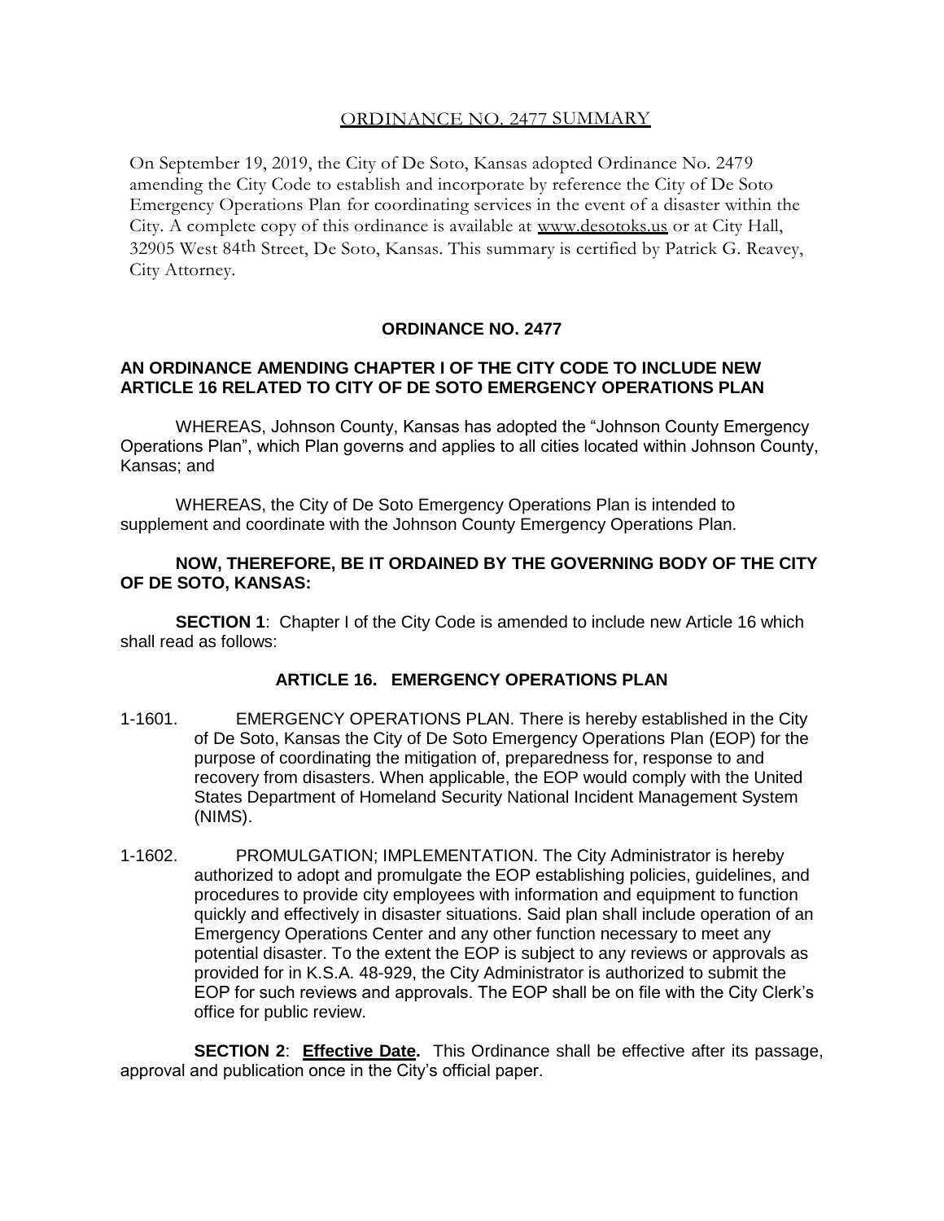## ORDINANCE NO. 2477 SUMMARY

On September 19, 2019, the City of De Soto, Kansas adopted Ordinance No. 2479 amending the City Code to establish and incorporate by reference the City of De Soto Emergency Operations Plan for coordinating services in the event of a disaster within the City. A complete copy of this ordinance is available at www.desotoks.us or at City Hall, 32905 West 84th Street, De Soto, Kansas. This summary is certified by Patrick G. Reavey, City Attorney.

## ORDINANCE NO. 2477

### AN ORDINANCE AMENDING CHAPTER I OF THE CITY CODE TO INCLUDE NEW ARTICLE 16 RELATED TO CITY OF DE SOTO EMERGENCY OPERATIONS PLAN

WHEREAS, Johnson County, Kansas has adopted the "Johnson County Emergency Operations Plan", which Plan governs and applies to all cities located within Johnson County, Kansas; and

WHEREAS, the City of De Soto Emergency Operations Plan is intended to supplement and coordinate with the Johnson County Emergency Operations Plan.

**NOW, THEREFORE, BE IT ORDAINED BY THE GOVERNING BODY OF THE CITY OF DE SOTO, KANSAS:**

**SECTION 1**: Chapter I of the City Code is amended to include new Article 16 which shall read as follows:

### ARTICLE 16. EMERGENCY OPERATIONS PLAN

1-1601. EMERGENCY OPERATIONS PLAN. There is hereby established in the City of De Soto, Kansas the City of De Soto Emergency Operations Plan (EOP) for the purpose of coordinating the mitigation of, preparedness for, response to and recovery from disasters. When applicable, the EOP would comply with the United States Department of Homeland Security National Incident Management System (NIMS).

1-1602. PROMULGATION; IMPLEMENTATION. The City Administrator is hereby authorized to adopt and promulgate the EOP establishing policies, guidelines, and procedures to provide city employees with information and equipment to function quickly and effectively in disaster situations. Said plan shall include operation of an Emergency Operations Center and any other function necessary to meet any potential disaster. To the extent the EOP is subject to any reviews or approvals as provided for in K.S.A. 48-929, the City Administrator is authorized to submit the EOP for such reviews and approvals. The EOP shall be on file with the City Clerk's office for public review.

**SECTION 2**: **Effective Date.** This Ordinance shall be effective after its passage, approval and publication once in the City's official paper.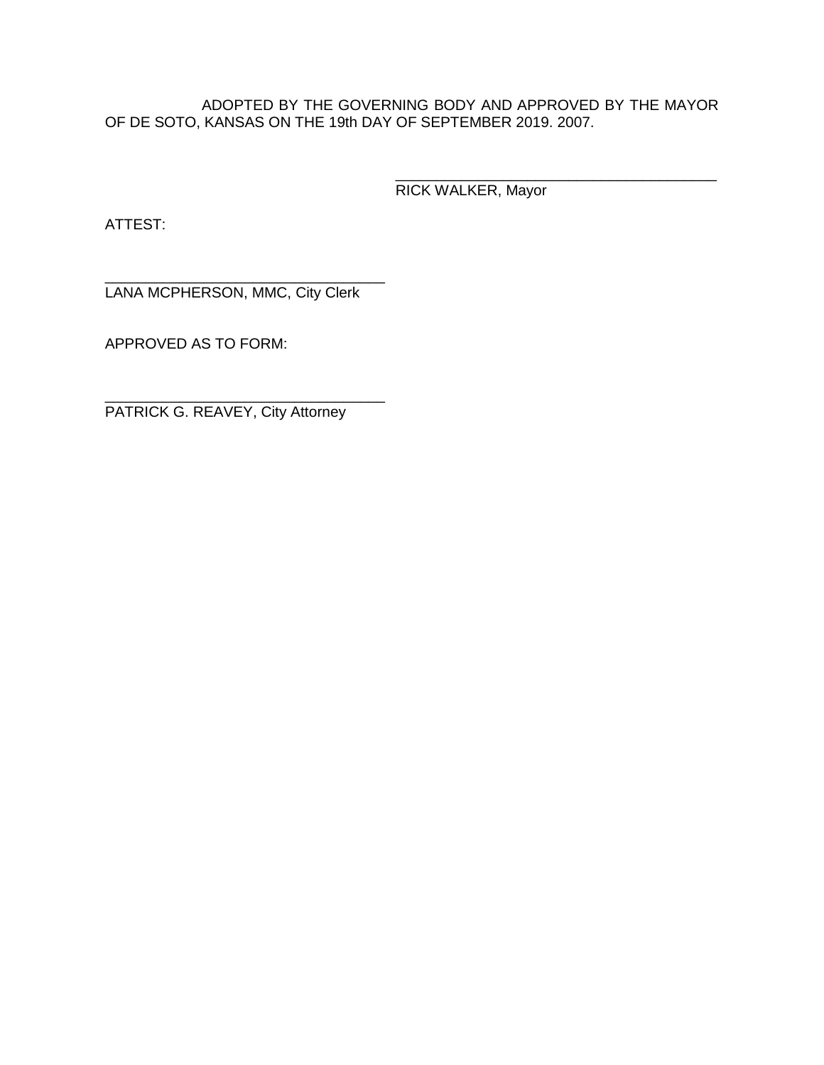ADOPTED BY THE GOVERNING BODY AND APPROVED BY THE MAYOR OF DE SOTO, KANSAS ON THE 19th DAY OF SEPTEMBER 2019. 2007.

\_\_\_\_\_\_\_\_\_\_\_\_\_\_\_\_\_\_\_\_\_\_\_\_\_\_\_\_\_\_\_\_\_\_\_\_\_\_\_\_
RICK WALKER, Mayor

ATTEST:

\_\_\_\_\_\_\_\_\_\_\_\_\_\_\_\_\_\_\_\_\_\_\_\_\_\_\_\_\_\_\_\_\_\_\_
LANA MCPHERSON, MMC, City Clerk

APPROVED AS TO FORM:

\_\_\_\_\_\_\_\_\_\_\_\_\_\_\_\_\_\_\_\_\_\_\_\_\_\_\_\_\_\_\_\_\_\_\_
PATRICK G. REAVEY, City Attorney